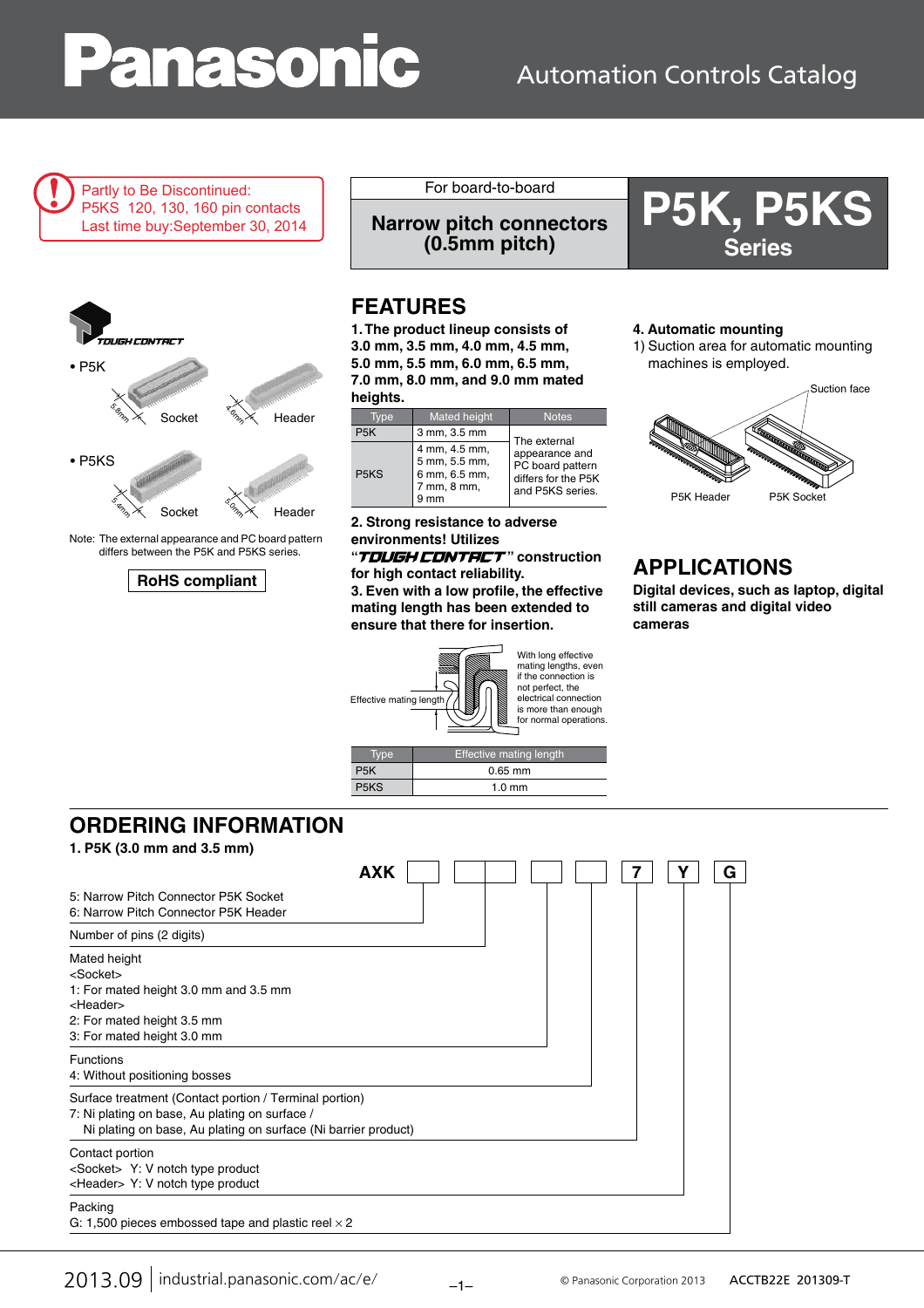Partly to Be Discontinued:
P5KS 120, 130, 160 pin contacts
Last time buy:September 30, 2014

For board-to-board

**Narrow pitch connectors (0.5mm pitch)**

# P5K, P5KS Series

TOUGH CONTACT

• P5K

5.8mm Socket 4.6mm Header

• P5KS

5.4mm Socket 5.0mm Header

Note: The external appearance and PC board pattern differs between the P5K and P5KS series.

**RoHS compliant**

## FEATURES

**1. The product lineup consists of 3.0 mm, 3.5 mm, 4.0 mm, 4.5 mm, 5.0 mm, 5.5 mm, 6.0 mm, 6.5 mm, 7.0 mm, 8.0 mm, and 9.0 mm mated heights.**

| Type | Mated height | Notes |
|---|---|---|
| P5K | 3 mm, 3.5 mm | The external appearance and PC board pattern differs for the P5K and P5KS series. |
| P5KS | 4 mm, 4.5 mm, 5 mm, 5.5 mm, 6 mm, 6.5 mm, 7 mm, 8 mm, 9 mm | |

**2. Strong resistance to adverse environments! Utilizes "TOUGH CONTACT" construction for high contact reliability.**

**3. Even with a low profile, the effective mating length has been extended to ensure that there for insertion.**

Effective mating length

With long effective mating lengths, even if the connection is not perfect, the electrical connection is more than enough for normal operations.

| Type | Effective mating length |
|---|---|
| P5K | 0.65 mm |
| P5KS | 1.0 mm |

**4. Automatic mounting**

1) Suction nozzle for automatic mounting machines is employed.

Suction face

P5K Header P5K Socket

## APPLICATIONS

**Digital devices, such as laptop, digital still cameras and digital video cameras**

## ORDERING INFORMATION

**1. P5K (3.0 mm and 3.5 mm)**

**AXK** [ ] [ ][ ] [ ] [ ] [7] [Y] [G]

5: Narrow Pitch Connector P5K Socket
6: Narrow Pitch Connector P5K Header

Number of pins (2 digits)

Mated height
<Socket>
1: For mated height 3.0 mm and 3.5 mm
<Header>
2: For mated height 3.5 mm
3: For mated height 3.0 mm

Functions
4: Without positioning bosses

Surface treatment (Contact portion / Terminal portion)
7: Ni plating on base, Au plating on surface /
Ni plating on base, Au plating on surface (Ni barrier product)

Contact portion
<Socket> Y: V notch type product
<Header> Y: V notch type product

Packing
G: 1,500 pieces embossed tape and plastic reel × 2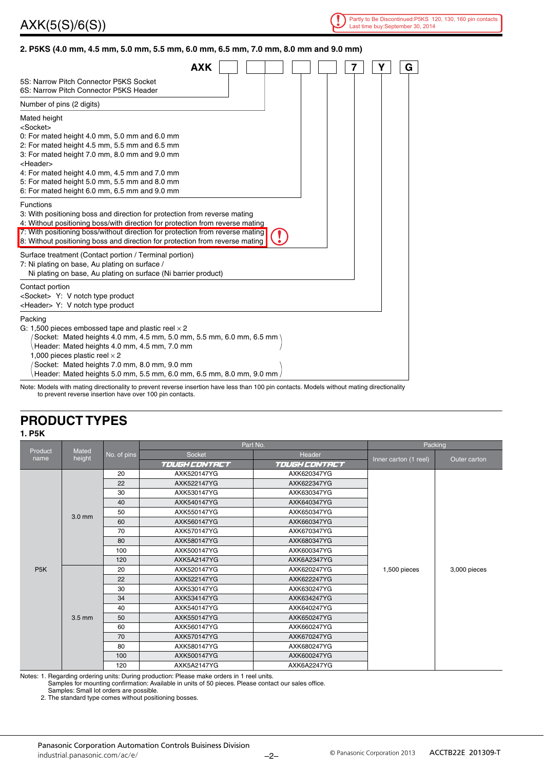## 2. P5KS (4.0 mm, 4.5 mm, 5.0 mm, 5.5 mm, 6.0 mm, 6.5 mm, 7.0 mm, 8.0 mm and 9.0 mm)

**AXK** ☐ ☐☐ ☐ ☐ **7** **Y** **G**

- 5S: Narrow Pitch Connector P5KS Socket
  6S: Narrow Pitch Connector P5KS Header
- Number of pins (2 digits)
- Mated height
  <Socket>
  0: For mated height 4.0 mm, 5.0 mm and 6.0 mm
  2: For mated height 4.5 mm, 5.5 mm and 6.5 mm
  3: For mated height 7.0 mm, 8.0 mm and 9.0 mm
  <Header>
  4: For mated height 4.0 mm, 4.5 mm and 7.0 mm
  5: For mated height 5.0 mm, 5.5 mm and 8.0 mm
  6: For mated height 6.0 mm, 6.5 mm and 9.0 mm
- Functions
  3: With positioning boss and direction for protection from reverse mating
  4: Without positioning boss/with direction for protection from reverse mating
  7: With positioning boss/without direction for protection from reverse mating
  8: Without positioning boss and direction for protection from reverse mating
- Surface treatment (Contact portion / Terminal portion)
  7: Ni plating on base, Au plating on surface /
  Ni plating on base, Au plating on surface (Ni barrier product)
- Contact portion
  <Socket> Y: V notch type product
  <Header> Y: V notch type product
- Packing
  G: 1,500 pieces embossed tape and plastic reel × 2
  (Socket: Mated heights 4.0 mm, 4.5 mm, 5.0 mm, 5.5 mm, 6.0 mm, 6.5 mm
  Header: Mated heights 4.0 mm, 4.5 mm, 7.0 mm)
  1,000 pieces plastic reel × 2
  (Socket: Mated heights 7.0 mm, 8.0 mm, 9.0 mm
  Header: Mated heights 5.0 mm, 5.5 mm, 6.0 mm, 6.5 mm, 8.0 mm, 9.0 mm)

Note: Models with mating directionality to prevent reverse insertion have less than 100 pin contacts. Models without mating directionality to prevent reverse insertion have over 100 pin contacts.

# PRODUCT TYPES

### 1. P5K

| Product name | Mated height | No. of pins | Part No. | | Packing | |
|---|---|---|---|---|---|---|
| | | | Socket (TOUGH CONTACT) | Header (TOUGH CONTACT) | Inner carton (1 reel) | Outer carton |
| P5K | 3.0 mm | 20 | AXK520147YG | AXK620347YG | 1,500 pieces | 3,000 pieces |
| | | 22 | AXK522147YG | AXK622347YG | | |
| | | 30 | AXK530147YG | AXK630347YG | | |
| | | 40 | AXK540147YG | AXK640347YG | | |
| | | 50 | AXK550147YG | AXK650347YG | | |
| | | 60 | AXK560147YG | AXK660347YG | | |
| | | 70 | AXK570147YG | AXK670347YG | | |
| | | 80 | AXK580147YG | AXK680347YG | | |
| | | 100 | AXK500147YG | AXK600347YG | | |
| | | 120 | AXK5A2147YG | AXK6A2347YG | | |
| | 3.5 mm | 20 | AXK520147YG | AXK620247YG | | |
| | | 22 | AXK522147YG | AXK622247YG | | |
| | | 30 | AXK530147YG | AXK630247YG | | |
| | | 34 | AXK534147YG | AXK634247YG | | |
| | | 40 | AXK540147YG | AXK640247YG | | |
| | | 50 | AXK550147YG | AXK650247YG | | |
| | | 60 | AXK560147YG | AXK660247YG | | |
| | | 70 | AXK570147YG | AXK670247YG | | |
| | | 80 | AXK580147YG | AXK680247YG | | |
| | | 100 | AXK500147YG | AXK600247YG | | |
| | | 120 | AXK5A2147YG | AXK6A2247YG | | |

Notes: 1. Regarding ordering units: During production: Please make orders in 1 reel units.
Samples for mounting confirmation: Available in units of 50 pieces. Please contact our sales office.
Samples: Small lot orders are possible.
2. The standard type comes without positioning bosses.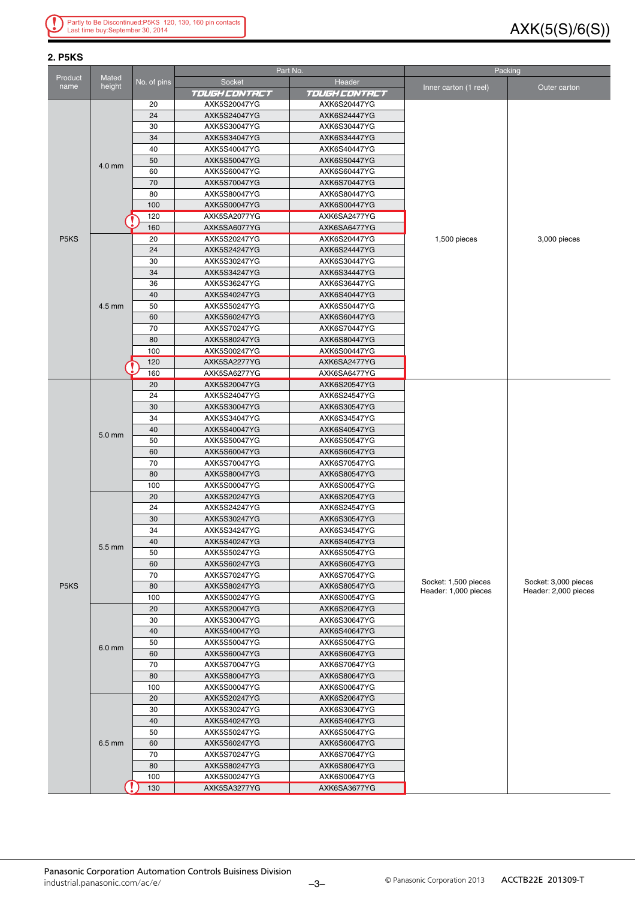Partly to Be Discontinued:P5KS 120, 130, 160 pin contacts
Last time buy:September 30, 2014

## 2. P5KS

| Product name | Mated height | No. of pins | Part No. | | Packing | |
|---|---|---|---|---|---|---|
| | | | Socket TOUGH CONTACT | Header TOUGH CONTACT | Inner carton (1 reel) | Outer carton |
| P5KS | 4.0 mm | 20 | AXK5S20047YG | AXK6S20447YG | 1,500 pieces | 3,000 pieces |
| | | 24 | AXK5S24047YG | AXK6S24447YG | | |
| | | 30 | AXK5S30047YG | AXK6S30447YG | | |
| | | 34 | AXK5S34047YG | AXK6S34447YG | | |
| | | 40 | AXK5S40047YG | AXK6S40447YG | | |
| | | 50 | AXK5S50047YG | AXK6S50447YG | | |
| | | 60 | AXK5S60047YG | AXK6S60447YG | | |
| | | 70 | AXK5S70047YG | AXK6S70447YG | | |
| | | 80 | AXK5S80047YG | AXK6S80447YG | | |
| | | 100 | AXK5S00047YG | AXK6S00447YG | | |
| | | 120 | AXK5SA2077YG | AXK6SA2477YG | | |
| | | 160 | AXK5SA6077YG | AXK6SA6477YG | | |
| | 4.5 mm | 20 | AXK5S20247YG | AXK6S20447YG | | |
| | | 24 | AXK5S24247YG | AXK6S24447YG | | |
| | | 30 | AXK5S30247YG | AXK6S30447YG | | |
| | | 34 | AXK5S34247YG | AXK6S34447YG | | |
| | | 36 | AXK5S36247YG | AXK6S36447YG | | |
| | | 40 | AXK5S40247YG | AXK6S40447YG | | |
| | | 50 | AXK5S50247YG | AXK6S50447YG | | |
| | | 60 | AXK5S60247YG | AXK6S60447YG | | |
| | | 70 | AXK5S70247YG | AXK6S70447YG | | |
| | | 80 | AXK5S80247YG | AXK6S80447YG | | |
| | | 100 | AXK5S00247YG | AXK6S00447YG | | |
| | | 120 | AXK5SA2277YG | AXK6SA2477YG | | |
| | | 160 | AXK5SA6277YG | AXK6SA6477YG | | |
| P5KS | 5.0 mm | 20 | AXK5S20047YG | AXK6S20547YG | Socket: 1,500 pieces<br>Header: 1,000 pieces | Socket: 3,000 pieces<br>Header: 2,000 pieces |
| | | 24 | AXK5S24047YG | AXK6S24547YG | | |
| | | 30 | AXK5S30047YG | AXK6S30547YG | | |
| | | 34 | AXK5S34047YG | AXK6S34547YG | | |
| | | 40 | AXK5S40047YG | AXK6S40547YG | | |
| | | 50 | AXK5S50047YG | AXK6S50547YG | | |
| | | 60 | AXK5S60047YG | AXK6S60547YG | | |
| | | 70 | AXK5S70047YG | AXK6S70547YG | | |
| | | 80 | AXK5S80047YG | AXK6S80547YG | | |
| | | 100 | AXK5S00047YG | AXK6S00547YG | | |
| | 5.5 mm | 20 | AXK5S20247YG | AXK6S20547YG | | |
| | | 24 | AXK5S24247YG | AXK6S24547YG | | |
| | | 30 | AXK5S30247YG | AXK6S30547YG | | |
| | | 34 | AXK5S34247YG | AXK6S34547YG | | |
| | | 40 | AXK5S40247YG | AXK6S40547YG | | |
| | | 50 | AXK5S50247YG | AXK6S50547YG | | |
| | | 60 | AXK5S60247YG | AXK6S60547YG | | |
| | | 70 | AXK5S70247YG | AXK6S70547YG | | |
| | | 80 | AXK5S80247YG | AXK6S80547YG | | |
| | | 100 | AXK5S00247YG | AXK6S00547YG | | |
| | 6.0 mm | 20 | AXK5S20047YG | AXK6S20647YG | | |
| | | 30 | AXK5S30047YG | AXK6S30647YG | | |
| | | 40 | AXK5S40047YG | AXK6S40647YG | | |
| | | 50 | AXK5S50047YG | AXK6S50647YG | | |
| | | 60 | AXK5S60047YG | AXK6S60647YG | | |
| | | 70 | AXK5S70047YG | AXK6S70647YG | | |
| | | 80 | AXK5S80047YG | AXK6S80647YG | | |
| | | 100 | AXK5S00047YG | AXK6S00647YG | | |
| | 6.5 mm | 20 | AXK5S20247YG | AXK6S20647YG | | |
| | | 30 | AXK5S30247YG | AXK6S30647YG | | |
| | | 40 | AXK5S40247YG | AXK6S40647YG | | |
| | | 50 | AXK5S50247YG | AXK6S50647YG | | |
| | | 60 | AXK5S60247YG | AXK6S60647YG | | |
| | | 70 | AXK5S70247YG | AXK6S70647YG | | |
| | | 80 | AXK5S80247YG | AXK6S80647YG | | |
| | | 100 | AXK5S00247YG | AXK6S00647YG | | |
| | | 130 | AXK5SA3277YG | AXK6SA3677YG | | |

Panasonic Corporation Automation Controls Buisiness Division
industrial.panasonic.com/ac/e/

© Panasonic Corporation 2013 ACCTB22E 201309-T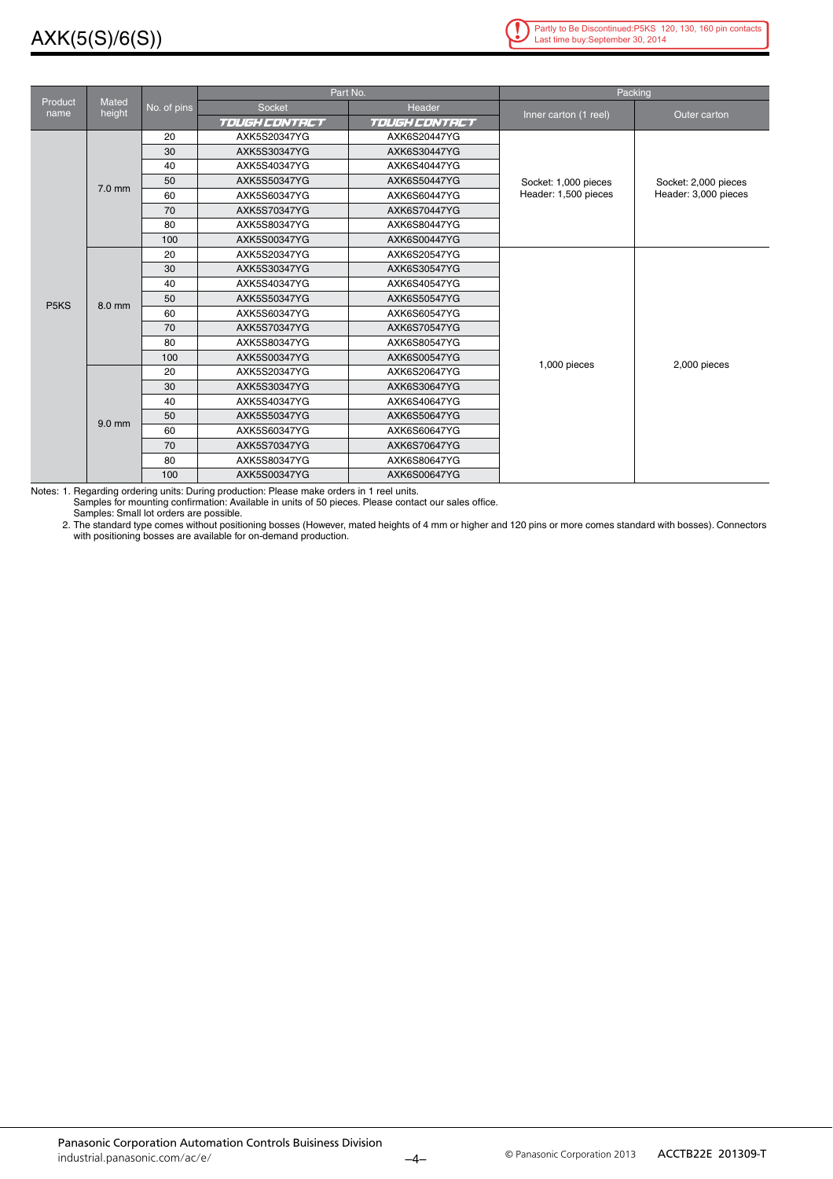| Product name | Mated height | No. of pins | Part No. | | Packing | |
|---|---|---|---|---|---|---|
| | | | Socket | Header | Inner carton (1 reel) | Outer carton |
| | | | TOUGH CONTACT | TOUGH CONTACT | | |
| P5KS | 7.0 mm | 20 | AXK5S20347YG | AXK6S20447YG | Socket: 1,000 pieces Header: 1,500 pieces | Socket: 2,000 pieces Header: 3,000 pieces |
| | | 30 | AXK5S30347YG | AXK6S30447YG | | |
| | | 40 | AXK5S40347YG | AXK6S40447YG | | |
| | | 50 | AXK5S50347YG | AXK6S50447YG | | |
| | | 60 | AXK5S60347YG | AXK6S60447YG | | |
| | | 70 | AXK5S70347YG | AXK6S70447YG | | |
| | | 80 | AXK5S80347YG | AXK6S80447YG | | |
| | | 100 | AXK5S00347YG | AXK6S00447YG | | |
| | 8.0 mm | 20 | AXK5S20347YG | AXK6S20547YG | 1,000 pieces | 2,000 pieces |
| | | 30 | AXK5S30347YG | AXK6S30547YG | | |
| | | 40 | AXK5S40347YG | AXK6S40547YG | | |
| | | 50 | AXK5S50347YG | AXK6S50547YG | | |
| | | 60 | AXK5S60347YG | AXK6S60547YG | | |
| | | 70 | AXK5S70347YG | AXK6S70547YG | | |
| | | 80 | AXK5S80347YG | AXK6S80547YG | | |
| | | 100 | AXK5S00347YG | AXK6S00547YG | | |
| | 9.0 mm | 20 | AXK5S20347YG | AXK6S20647YG | | |
| | | 30 | AXK5S30347YG | AXK6S30647YG | | |
| | | 40 | AXK5S40347YG | AXK6S40647YG | | |
| | | 50 | AXK5S50347YG | AXK6S50647YG | | |
| | | 60 | AXK5S60347YG | AXK6S60647YG | | |
| | | 70 | AXK5S70347YG | AXK6S70647YG | | |
| | | 80 | AXK5S80347YG | AXK6S80647YG | | |
| | | 100 | AXK5S00347YG | AXK6S00647YG | | |

Notes: 1. Regarding ordering units: During production: Please make orders in 1 reel units.
Samples for mounting confirmation: Available in units of 50 pieces. Please contact our sales office.
Samples: Small lot orders are possible.
2. The standard type comes without positioning bosses (However, mated heights of 4 mm or higher and 120 pins or more comes standard with bosses). Connectors with positioning bosses are available for on-demand production.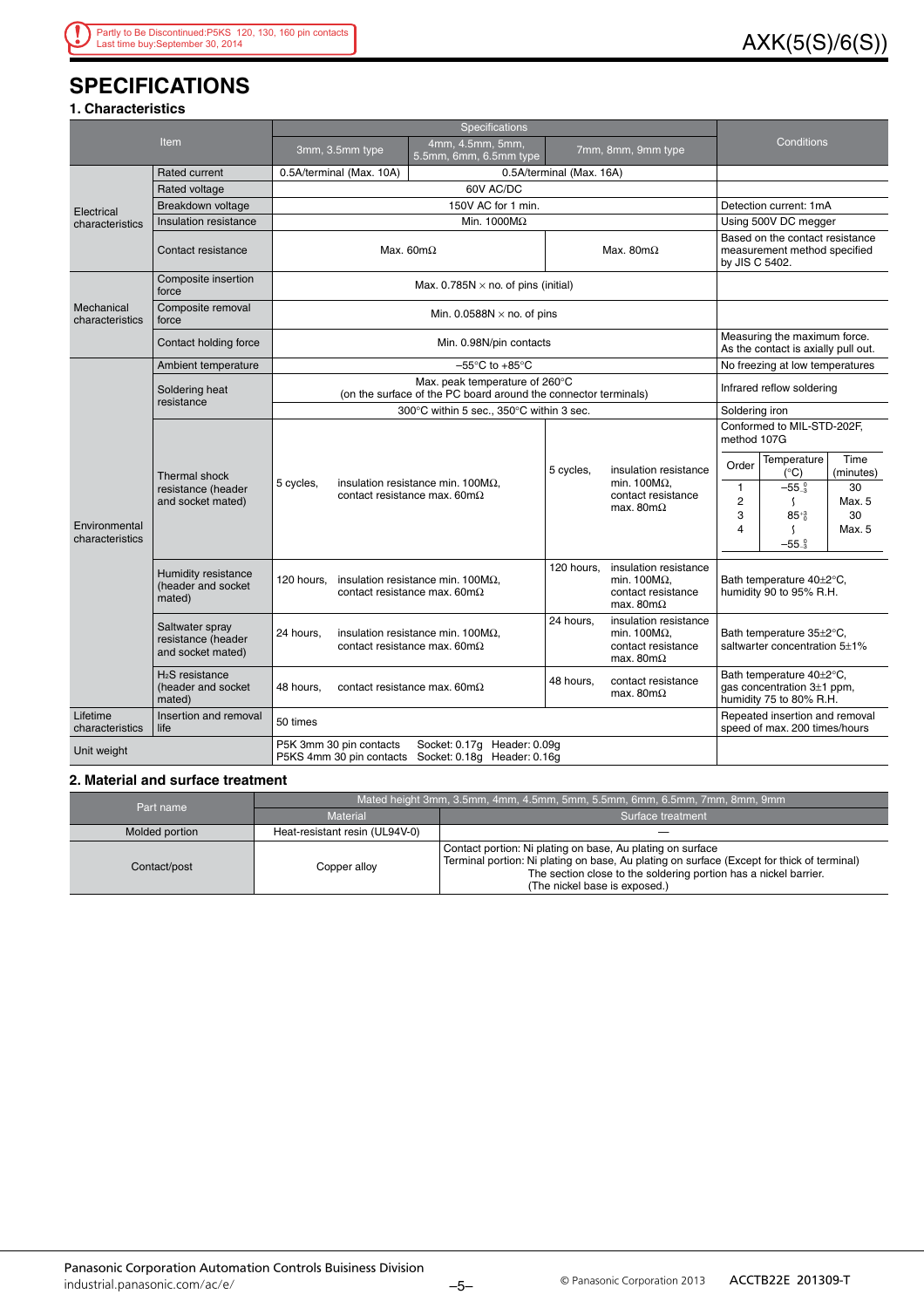Partly to Be Discontinued:P5KS 120, 130, 160 pin contacts
Last time buy:September 30, 2014

# SPECIFICATIONS

## 1. Characteristics

| Item | | Specifications | | | Conditions |
|---|---|---|---|---|---|
| | | 3mm, 3.5mm type | 4mm, 4.5mm, 5mm, 5.5mm, 6mm, 6.5mm type | 7mm, 8mm, 9mm type | |
| Electrical characteristics | Rated current | 0.5A/terminal (Max. 10A) | 0.5A/terminal (Max. 16A) | | |
| | Rated voltage | 60V AC/DC | | | |
| | Breakdown voltage | 150V AC for 1 min. | | | Detection current: 1mA |
| | Insulation resistance | Min. 1000MΩ | | | Using 500V DC megger |
| | Contact resistance | Max. 60mΩ | | Max. 80mΩ | Based on the contact resistance measurement method specified by JIS C 5402. |
| Mechanical characteristics | Composite insertion force | Max. 0.785N × no. of pins (initial) | | | |
| | Composite removal force | Min. 0.0588N × no. of pins | | | |
| | Contact holding force | Min. 0.98N/pin contacts | | | Measuring the maximum force. As the contact is axially pull out. |
| Environmental characteristics | Ambient temperature | −55°C to +85°C | | | No freezing at low temperatures |
| | Soldering heat resistance | Max. peak temperature of 260°C (on the surface of the PC board around the connector terminals) | | | Infrared reflow soldering |
| | | 300°C within 5 sec., 350°C within 3 sec. | | | Soldering iron |
| | Thermal shock resistance (header and socket mated) | 5 cycles, insulation resistance min. 100MΩ, contact resistance max. 60mΩ | | 5 cycles, insulation resistance min. 100MΩ, contact resistance max. 80mΩ | Conformed to MIL-STD-202F, method 107G<br>Order / Temperature (°C) / Time (minutes):<br>1: $-55^{0}_{-3}$ / 30<br>2: ∫ / Max. 5<br>3: $85^{+3}_{0}$ / 30<br>4: ∫ / Max. 5<br>$-55^{0}_{-3}$ |
| | Humidity resistance (header and socket mated) | 120 hours, insulation resistance min. 100MΩ, contact resistance max. 60mΩ | | 120 hours, insulation resistance min. 100MΩ, contact resistance max. 80mΩ | Bath temperature 40±2°C, humidity 90 to 95% R.H. |
| | Saltwater spray resistance (header and socket mated) | 24 hours, insulation resistance min. 100MΩ, contact resistance max. 60mΩ | | 24 hours, insulation resistance min. 100MΩ, contact resistance max. 80mΩ | Bath temperature 35±2°C, saltwarter concentration 5±1% |
| | $H_2S$ resistance (header and socket mated) | 48 hours, contact resistance max. 60mΩ | | 48 hours, contact resistance max. 80mΩ | Bath temperature 40±2°C, gas concentration 3±1 ppm, humidity 75 to 80% R.H. |
| Lifetime characteristics | Insertion and removal life | 50 times | | | Repeated insertion and removal speed of max. 200 times/hours |
| Unit weight | | P5K 3mm 30 pin contacts Socket: 0.17g Header: 0.09g<br>P5KS 4mm 30 pin contacts Socket: 0.18g Header: 0.16g | | | |

## 2. Material and surface treatment

| Part name | Mated height 3mm, 3.5mm, 4mm, 4.5mm, 5mm, 5.5mm, 6mm, 6.5mm, 7mm, 8mm, 9mm | |
|---|---|---|
| | Material | Surface treatment |
| Molded portion | Heat-resistant resin (UL94V-0) | — |
| Contact/post | Copper alloy | Contact portion: Ni plating on base, Au plating on surface<br>Terminal portion: Ni plating on base, Au plating on surface (Except for thick of terminal)<br>The section close to the soldering portion has a nickel barrier.<br>(The nickel base is exposed.) |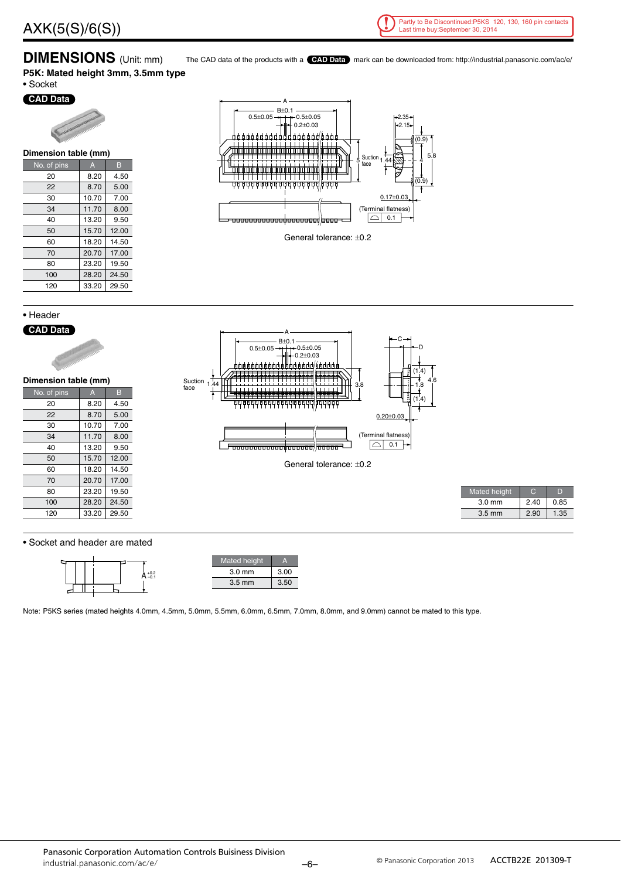# DIMENSIONS (Unit: mm)

The CAD data of the products with a **CAD Data** mark can be downloaded from: http://industrial.panasonic.com/ac/e/

**P5K: Mated height 3mm, 3.5mm type**

- Socket

**CAD Data**

**Dimension table (mm)**

| No. of pins | A | B |
|---|---|---|
| 20 | 8.20 | 4.50 |
| 22 | 8.70 | 5.00 |
| 30 | 10.70 | 7.00 |
| 34 | 11.70 | 8.00 |
| 40 | 13.20 | 9.50 |
| 50 | 15.70 | 12.00 |
| 60 | 18.20 | 14.50 |
| 70 | 20.70 | 17.00 |
| 80 | 23.20 | 19.50 |
| 100 | 28.20 | 24.50 |
| 120 | 33.20 | 29.50 |

General tolerance: ±0.2

- Header

**CAD Data**

**Dimension table (mm)**

| No. of pins | A | B |
|---|---|---|
| 20 | 8.20 | 4.50 |
| 22 | 8.70 | 5.00 |
| 30 | 10.70 | 7.00 |
| 34 | 11.70 | 8.00 |
| 40 | 13.20 | 9.50 |
| 50 | 15.70 | 12.00 |
| 60 | 18.20 | 14.50 |
| 70 | 20.70 | 17.00 |
| 80 | 23.20 | 19.50 |
| 100 | 28.20 | 24.50 |
| 120 | 33.20 | 29.50 |

General tolerance: ±0.2

| Mated height | C | D |
|---|---|---|
| 3.0 mm | 2.40 | 0.85 |
| 3.5 mm | 2.90 | 1.35 |

- Socket and header are mated

| Mated height | A |
|---|---|
| 3.0 mm | 3.00 |
| 3.5 mm | 3.50 |

Note: P5KS series (mated heights 4.0mm, 4.5mm, 5.0mm, 5.5mm, 6.0mm, 6.5mm, 7.0mm, 8.0mm, and 9.0mm) cannot be mated to this type.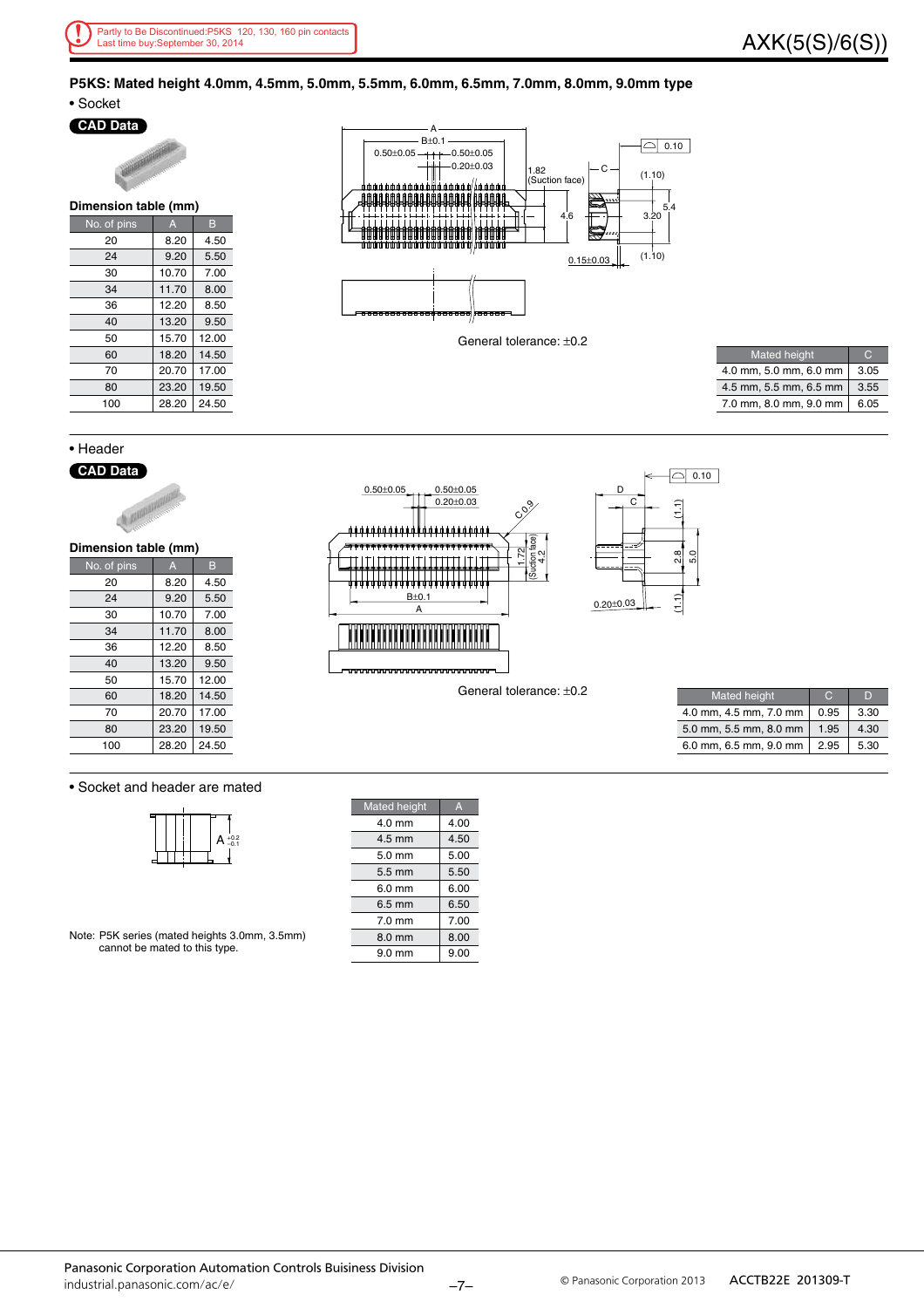Partly to Be Discontinued:P5KS 120, 130, 160 pin contacts
Last time buy:September 30, 2014

## P5KS: Mated height 4.0mm, 4.5mm, 5.0mm, 5.5mm, 6.0mm, 6.5mm, 7.0mm, 8.0mm, 9.0mm type

• Socket

**CAD Data**

**Dimension table (mm)**

| No. of pins | A | B |
|---|---|---|
| 20 | 8.20 | 4.50 |
| 24 | 9.20 | 5.50 |
| 30 | 10.70 | 7.00 |
| 34 | 11.70 | 8.00 |
| 36 | 12.20 | 8.50 |
| 40 | 13.20 | 9.50 |
| 50 | 15.70 | 12.00 |
| 60 | 18.20 | 14.50 |
| 70 | 20.70 | 17.00 |
| 80 | 23.20 | 19.50 |
| 100 | 28.20 | 24.50 |

General tolerance: ±0.2

| Mated height | C |
|---|---|
| 4.0 mm, 5.0 mm, 6.0 mm | 3.05 |
| 4.5 mm, 5.5 mm, 6.5 mm | 3.55 |
| 7.0 mm, 8.0 mm, 9.0 mm | 6.05 |

• Header

**CAD Data**

**Dimension table (mm)**

| No. of pins | A | B |
|---|---|---|
| 20 | 8.20 | 4.50 |
| 24 | 9.20 | 5.50 |
| 30 | 10.70 | 7.00 |
| 34 | 11.70 | 8.00 |
| 36 | 12.20 | 8.50 |
| 40 | 13.20 | 9.50 |
| 50 | 15.70 | 12.00 |
| 60 | 18.20 | 14.50 |
| 70 | 20.70 | 17.00 |
| 80 | 23.20 | 19.50 |
| 100 | 28.20 | 24.50 |

General tolerance: ±0.2

| Mated height | C | D |
|---|---|---|
| 4.0 mm, 4.5 mm, 7.0 mm | 0.95 | 3.30 |
| 5.0 mm, 5.5 mm, 8.0 mm | 1.95 | 4.30 |
| 6.0 mm, 6.5 mm, 9.0 mm | 2.95 | 5.30 |

• Socket and header are mated

| Mated height | A |
|---|---|
| 4.0 mm | 4.00 |
| 4.5 mm | 4.50 |
| 5.0 mm | 5.00 |
| 5.5 mm | 5.50 |
| 6.0 mm | 6.00 |
| 6.5 mm | 6.50 |
| 7.0 mm | 7.00 |
| 8.0 mm | 8.00 |
| 9.0 mm | 9.00 |

Note: P5K series (mated heights 3.0mm, 3.5mm) cannot be mated to this type.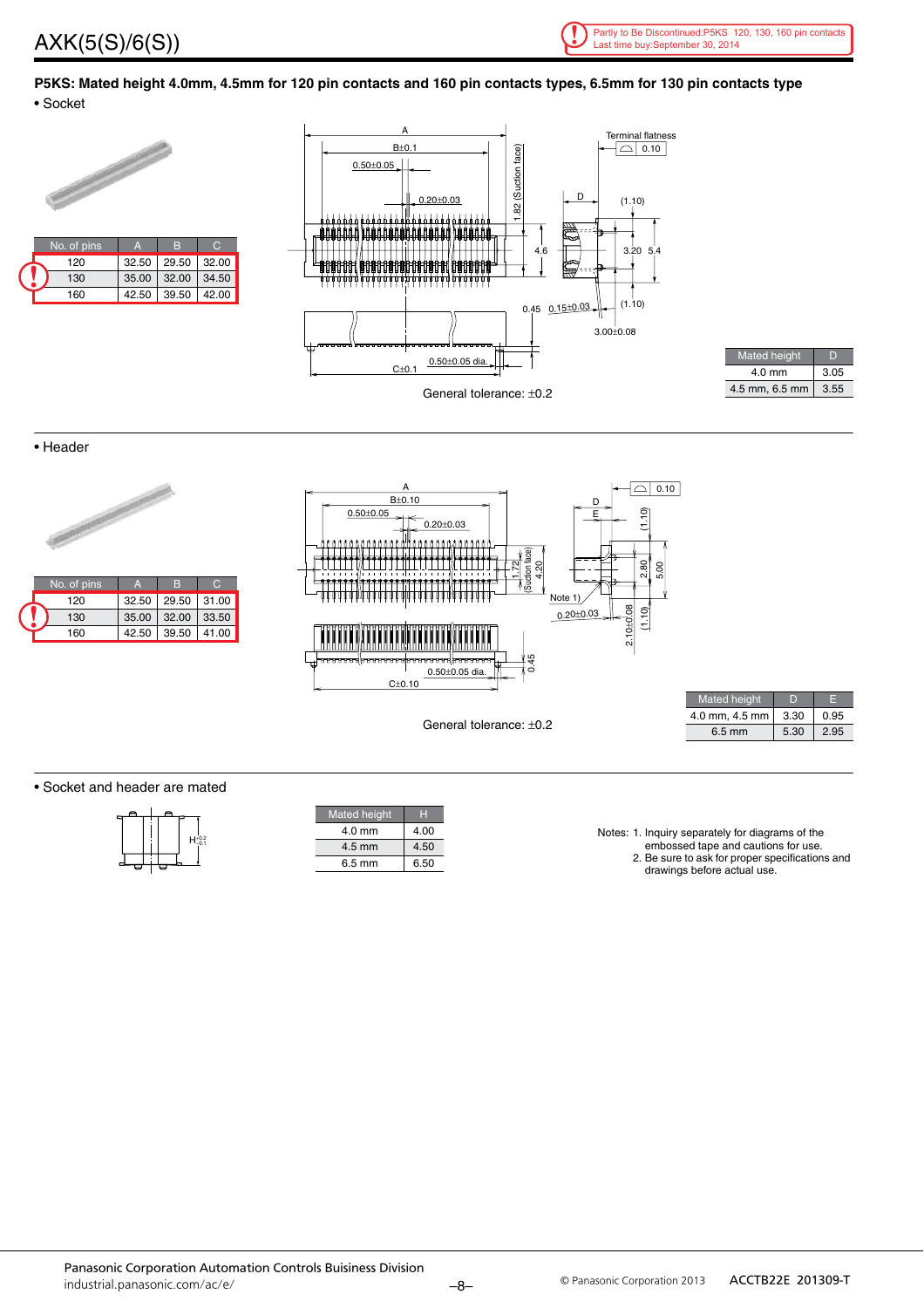# AXK(5(S)/6(S))

Partly to Be Discontinued:P5KS 120, 130, 160 pin contacts
Last time buy:September 30, 2014

**P5KS: Mated height 4.0mm, 4.5mm for 120 pin contacts and 160 pin contacts types, 6.5mm for 130 pin contacts type**

- Socket

| No. of pins | A | B | C |
|---|---|---|---|
| 120 | 32.50 | 29.50 | 32.00 |
| 130 | 35.00 | 32.00 | 34.50 |
| 160 | 42.50 | 39.50 | 42.00 |

General tolerance: ±0.2

| Mated height | D |
|---|---|
| 4.0 mm | 3.05 |
| 4.5 mm, 6.5 mm | 3.55 |

- Header

| No. of pins | A | B | C |
|---|---|---|---|
| 120 | 32.50 | 29.50 | 31.00 |
| 130 | 35.00 | 32.00 | 33.50 |
| 160 | 42.50 | 39.50 | 41.00 |

General tolerance: ±0.2

| Mated height | D | E |
|---|---|---|
| 4.0 mm, 4.5 mm | 3.30 | 0.95 |
| 6.5 mm | 5.30 | 2.95 |

- Socket and header are mated

| Mated height | H |
|---|---|
| 4.0 mm | 4.00 |
| 4.5 mm | 4.50 |
| 6.5 mm | 6.50 |

Notes: 1. Inquiry separately for diagrams of the embossed tape and cautions for use.
2. Be sure to ask for proper specifications and drawings before actual use.

Panasonic Corporation Automation Controls Buisiness Division
industrial.panasonic.com/ac/e/

© Panasonic Corporation 2013 ACCTB22E 201309-T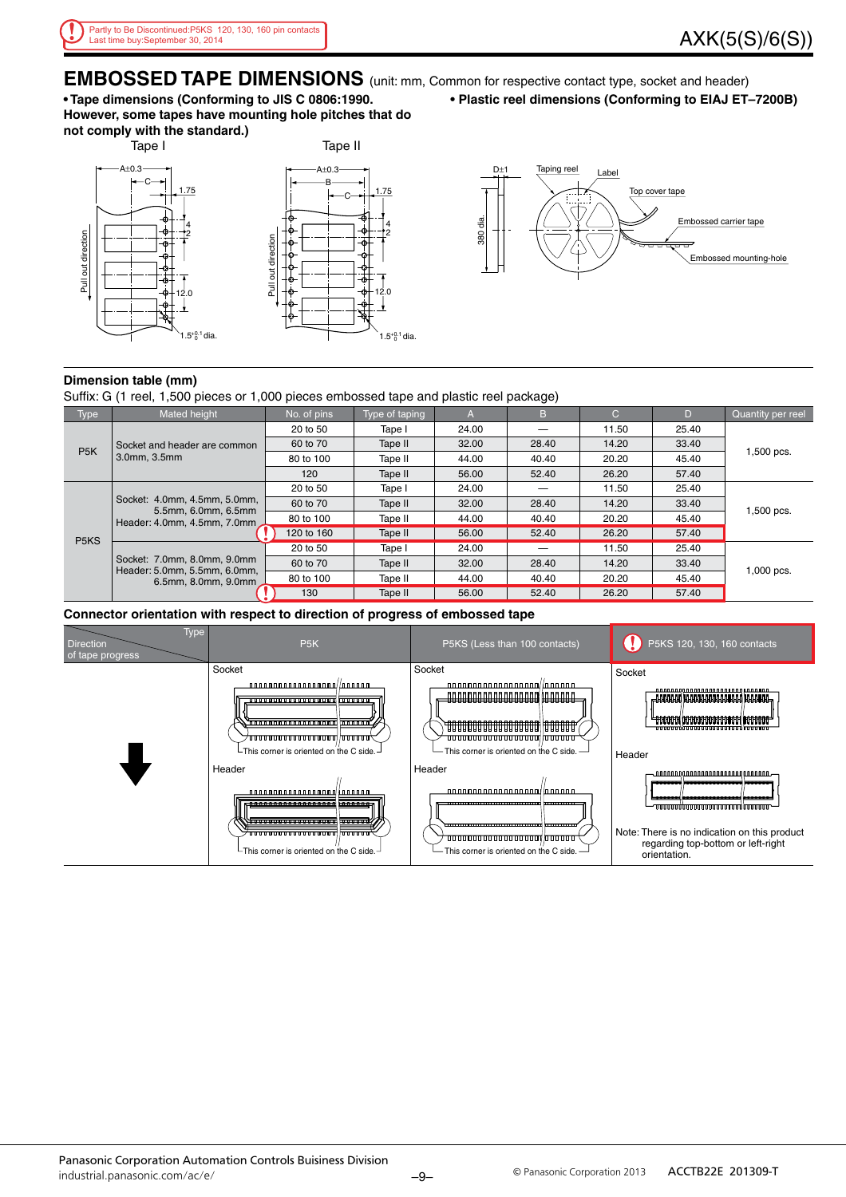Partly to Be Discontinued:P5KS 120, 130, 160 pin contacts
Last time buy:September 30, 2014

# EMBOSSED TAPE DIMENSIONS (unit: mm, Common for respective contact type, socket and header)

**• Tape dimensions (Conforming to JIS C 0806:1990. However, some tapes have mounting hole pitches that do not comply with the standard.)**

Tape I

Tape II

**• Plastic reel dimensions (Conforming to EIAJ ET–7200B)**

## Dimension table (mm)

Suffix: G (1 reel, 1,500 pieces or 1,000 pieces embossed tape and plastic reel package)

| Type | Mated height | No. of pins | Type of taping | A | B | C | D | Quantity per reel |
|---|---|---|---|---|---|---|---|---|
| P5K | Socket and header are common 3.0mm, 3.5mm | 20 to 50 | Tape I | 24.00 | — | 11.50 | 25.40 | 1,500 pcs. |
| | | 60 to 70 | Tape II | 32.00 | 28.40 | 14.20 | 33.40 | |
| | | 80 to 100 | Tape II | 44.00 | 40.40 | 20.20 | 45.40 | |
| | | 120 | Tape II | 56.00 | 52.40 | 26.20 | 57.40 | |
| P5KS | Socket: 4.0mm, 4.5mm, 5.0mm, 5.5mm, 6.0mm, 6.5mm Header: 4.0mm, 4.5mm, 7.0mm | 20 to 50 | Tape I | 24.00 | — | 11.50 | 25.40 | 1,500 pcs. |
| | | 60 to 70 | Tape II | 32.00 | 28.40 | 14.20 | 33.40 | |
| | | 80 to 100 | Tape II | 44.00 | 40.40 | 20.20 | 45.40 | |
| | | 120 to 160 | Tape II | 56.00 | 52.40 | 26.20 | 57.40 | |
| | Socket: 7.0mm, 8.0mm, 9.0mm Header: 5.0mm, 5.5mm, 6.0mm, 6.5mm, 8.0mm, 9.0mm | 20 to 50 | Tape I | 24.00 | — | 11.50 | 25.40 | 1,000 pcs. |
| | | 60 to 70 | Tape II | 32.00 | 28.40 | 14.20 | 33.40 | |
| | | 80 to 100 | Tape II | 44.00 | 40.40 | 20.20 | 45.40 | |
| | | 130 | Tape II | 56.00 | 52.40 | 26.20 | 57.40 | |

## Connector orientation with respect to direction of progress of embossed tape

| Direction of tape progress / Type | P5K | P5KS (Less than 100 contacts) | P5KS 120, 130, 160 contacts |
|---|---|---|---|
| ↓ | Socket: This corner is oriented on the C side. Header: This corner is oriented on the C side. | Socket: This corner is oriented on the C side. Header: This corner is oriented on the C side. | Socket, Header. Note: There is no indication on this product regarding top-bottom or left-right orientation. |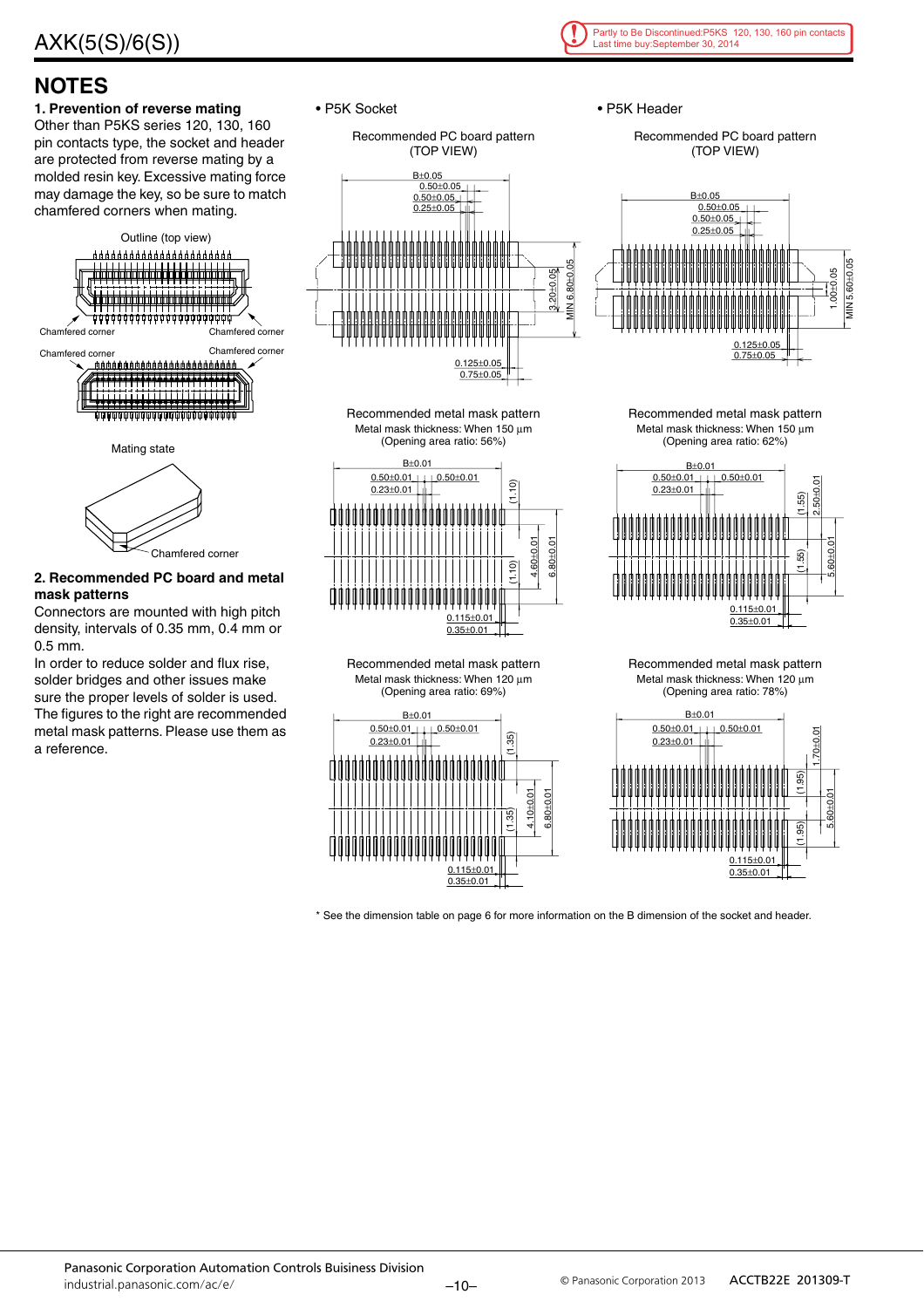AXK(5(S)/6(S))

Partly to Be Discontinued:P5KS 120, 130, 160 pin contacts
Last time buy:September 30, 2014

## NOTES

### 1. Prevention of reverse mating

Other than P5KS series 120, 130, 160 pin contacts type, the socket and header are protected from reverse mating by a molded resin key. Excessive mating force may damage the key, so be sure to match chamfered corners when mating.

Outline (top view)

Chamfered corner Chamfered corner

Chamfered corner Chamfered corner

Mating state

Chamfered corner

### 2. Recommended PC board and metal mask patterns

Connectors are mounted with high pitch density, intervals of 0.35 mm, 0.4 mm or 0.5 mm.

In order to reduce solder and flux rise, solder bridges and other issues make sure the proper levels of solder is used.

The figures to the right are recommended metal mask patterns. Please use them as a reference.

• P5K Socket

Recommended PC board pattern (TOP VIEW)

B±0.05, 0.50±0.05, 0.50±0.05, 0.25±0.05, 3.20±0.05, MIN 6.80±0.05, 0.125±0.05, 0.75±0.05

Recommended metal mask pattern
Metal mask thickness: When 150 µm
(Opening area ratio: 56%)

B±0.01, 0.50±0.01, 0.50±0.01, 0.23±0.01, (1.10), (1.10), 4.60±0.01, 6.80±0.01, 0.115±0.01, 0.35±0.01

Recommended metal mask pattern
Metal mask thickness: When 120 µm
(Opening area ratio: 69%)

B±0.01, 0.50±0.01, 0.50±0.01, 0.23±0.01, (1.35), (1.35), 4.10±0.01, 6.80±0.01, 0.115±0.01, 0.35±0.01

• P5K Header

Recommended PC board pattern (TOP VIEW)

B±0.05, 0.50±0.05, 0.50±0.05, 0.25±0.05, 1.00±0.05, MIN 5.60±0.05, 0.125±0.05, 0.75±0.05

Recommended metal mask pattern
Metal mask thickness: When 150 µm
(Opening area ratio: 62%)

B±0.01, 0.50±0.01, 0.50±0.01, 0.23±0.01, (1.55), 2.50±0.01, (1.55), 5.60±0.01, 0.115±0.01, 0.35±0.01

Recommended metal mask pattern
Metal mask thickness: When 120 µm
(Opening area ratio: 78%)

B±0.01, 0.50±0.01, 0.50±0.01, 0.23±0.01, (1.95), 1.70±0.01, (1.95), 5.60±0.01, 0.115±0.01, 0.35±0.01

* See the dimension table on page 6 for more information on the B dimension of the socket and header.

Panasonic Corporation Automation Controls Business Division
industrial.panasonic.com/ac/e/

© Panasonic Corporation 2013 ACCTB22E 201309-T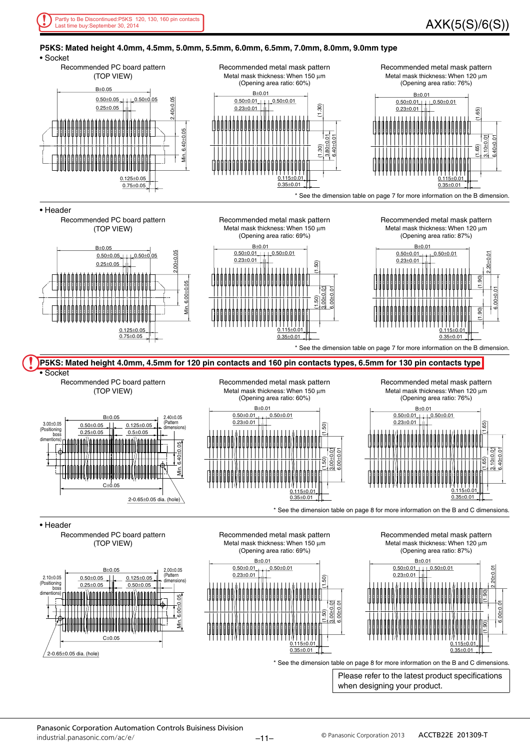Partly to Be Discontinued:P5KS 120, 130, 160 pin contacts
Last time buy:September 30, 2014

## P5KS: Mated height 4.0mm, 4.5mm, 5.0mm, 5.5mm, 6.0mm, 6.5mm, 7.0mm, 8.0mm, 9.0mm type

• Socket

Recommended PC board pattern (TOP VIEW)

B±0.05, 0.50±0.05, 0.50±0.05, 0.25±0.05, 2.40±0.05, Min. 6.40±0.05, 0.125±0.05, 0.75±0.05

Recommended metal mask pattern
Metal mask thickness: When 150 µm
(Opening area ratio: 60%)

B±0.01, 0.50±0.01, 0.50±0.01, 0.23±0.01, (1.30), (1.30), 3.80±0.01, 6.40±0.01, 0.115±0.01, 0.35±0.01

Recommended metal mask pattern
Metal mask thickness: When 120 µm
(Opening area ratio: 76%)

B±0.01, 0.50±0.01, 0.50±0.01, 0.23±0.01, (1.65), (1.65), 3.10±0.01, 6.40±0.01, 0.115±0.01, 0.35±0.01

\* See the dimension table on page 7 for more information on the B dimension.

• Header

Recommended PC board pattern (TOP VIEW)

B±0.05, 0.50±0.05, 0.50±0.05, 0.25±0.05, 2.00±0.05, Min. 6.00±0.05, 0.125±0.05, 0.75±0.05

Recommended metal mask pattern
Metal mask thickness: When 150 µm
(Opening area ratio: 69%)

B±0.01, 0.50±0.01, 0.50±0.01, 0.23±0.01, (1.50), (1.50), 3.00±0.01, 6.00±0.01, 0.115±0.01, 0.35±0.01

Recommended metal mask pattern
Metal mask thickness: When 120 µm
(Opening area ratio: 87%)

B±0.01, 0.50±0.01, 0.50±0.01, 0.23±0.01, 2.20±0.01, (1.90), (1.90), 6.00±0.01, 0.115±0.01, 0.35±0.01

\* See the dimension table on page 7 for more information on the B dimension.

## P5KS: Mated height 4.0mm, 4.5mm for 120 pin contacts and 160 pin contacts types, 6.5mm for 130 pin contacts type

• Socket

Recommended PC board pattern (TOP VIEW)

B±0.05, 3.00±0.05 (Positioning boss dimentions), 0.50±0.05, 0.25±0.05, 0.125±0.05, 0.5±0.05, 2.40±0.05 (Pattern dimensions), Min. 6.40±0.05, C±0.05, 2-0.65±0.05 dia. (hole)

Recommended metal mask pattern
Metal mask thickness: When 150 µm
(Opening area ratio: 60%)

B±0.01, 0.50±0.01, 0.50±0.01, 0.23±0.01, (1.50), (1.50), 3.00±0.01, 6.00±0.01, 0.115±0.01, 0.35±0.01

Recommended metal mask pattern
Metal mask thickness: When 120 µm
(Opening area ratio: 76%)

B±0.01, 0.50±0.01, 0.50±0.01, 0.23±0.01, (1.65), (1.65), 3.10±0.01, 6.40±0.01, 0.115±0.01, 0.35±0.01

\* See the dimension table on page 8 for more information on the B and C dimensions.

• Header

Recommended PC board pattern (TOP VIEW)

B±0.05, 2.10±0.05 (Positioning boss dimentions), 0.50±0.05, 0.25±0.05, 0.125±0.05, 0.50±0.05, 2.00±0.05 (Pattern dimensions), Min. 6.00±0.05, C±0.05, 2-0.65±0.05 dia. (hole)

Recommended metal mask pattern
Metal mask thickness: When 150 µm
(Opening area ratio: 69%)

B±0.01, 0.50±0.01, 0.50±0.01, 0.23±0.01, (1.50), (1.50), 3.00±0.01, 6.00±0.01, 0.115±0.01, 0.35±0.01

Recommended metal mask pattern
Metal mask thickness: When 120 µm
(Opening area ratio: 87%)

B±0.01, 0.50±0.01, 0.50±0.01, 0.23±0.01, 2.20±0.01, (1.90), (1.90), 6.00±0.01, 0.115±0.01, 0.35±0.01

\* See the dimension table on page 8 for more information on the B and C dimensions.

Please refer to the latest product specifications when designing your product.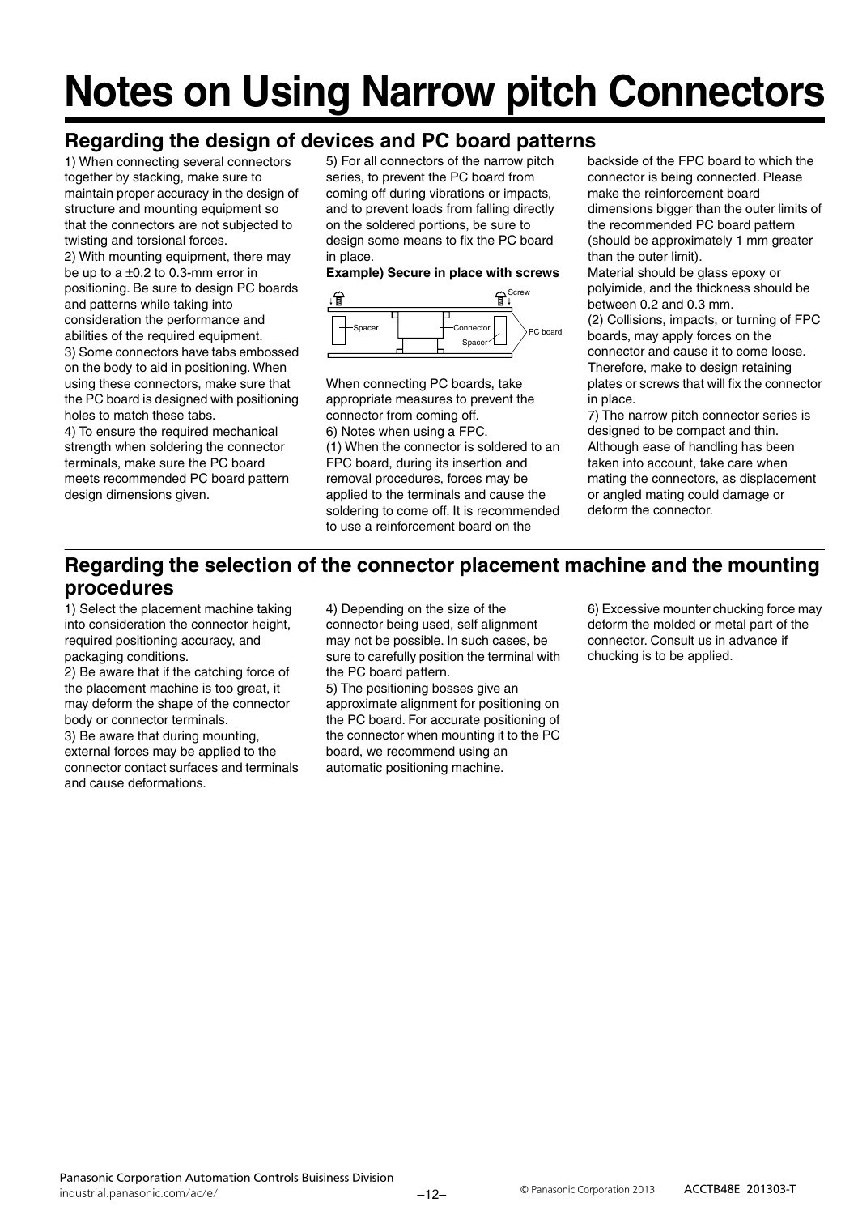# Notes on Using Narrow pitch Connectors

## Regarding the design of devices and PC board patterns

1) When connecting several connectors together by stacking, make sure to maintain proper accuracy in the design of structure and mounting equipment so that the connectors are not subjected to twisting and torsional forces.
2) With mounting equipment, there may be up to a ±0.2 to 0.3-mm error in positioning. Be sure to design PC boards and patterns while taking into consideration the performance and abilities of the required equipment.
3) Some connectors have tabs embossed on the body to aid in positioning. When using these connectors, make sure that the PC board is designed with positioning holes to match these tabs.
4) To ensure the required mechanical strength when soldering the connector terminals, make sure the PC board meets recommended PC board pattern design dimensions given.
5) For all connectors of the narrow pitch series, to prevent the PC board from coming off during vibrations or impacts, and to prevent loads from falling directly on the soldered portions, be sure to design some means to fix the PC board in place.

**Example) Secure in place with screws**

Screw
Spacer
Connector
Spacer
PC board

When connecting PC boards, take appropriate measures to prevent the connector from coming off.
6) Notes when using a FPC.
(1) When the connector is soldered to an FPC board, during its insertion and removal procedures, forces may be applied to the terminals and cause the soldering to come off. It is recommended to use a reinforcement board on the backside of the FPC board to which the connector is being connected. Please make the reinforcement board dimensions bigger than the outer limits of the recommended PC board pattern (should be approximately 1 mm greater than the outer limit).
Material should be glass epoxy or polyimide, and the thickness should be between 0.2 and 0.3 mm.
(2) Collisions, impacts, or turning of FPC boards, may apply forces on the connector and cause it to come loose. Therefore, make to design retaining plates or screws that will fix the connector in place.
7) The narrow pitch connector series is designed to be compact and thin. Although ease of handling has been taken into account, take care when mating the connectors, as displacement or angled mating could damage or deform the connector.

## Regarding the selection of the connector placement machine and the mounting procedures

1) Select the placement machine taking into consideration the connector height, required positioning accuracy, and packaging conditions.
2) Be aware that if the catching force of the placement machine is too great, it may deform the shape of the connector body or connector terminals.
3) Be aware that during mounting, external forces may be applied to the connector contact surfaces and terminals and cause deformations.
4) Depending on the size of the connector being used, self alignment may not be possible. In such cases, be sure to carefully position the terminal with the PC board pattern.
5) The positioning bosses give an approximate alignment for positioning on the PC board. For accurate positioning of the connector when mounting it to the PC board, we recommend using an automatic positioning machine.
6) Excessive mounter chucking force may deform the molded or metal part of the connector. Consult us in advance if chucking is to be applied.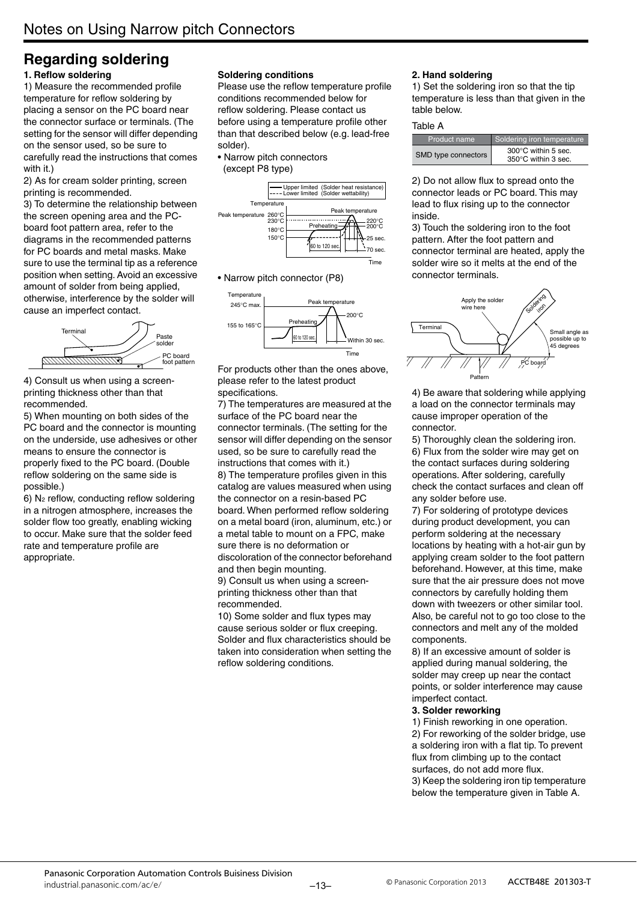# Notes on Using Narrow pitch Connectors

## Regarding soldering

**1. Reflow soldering**

1) Measure the recommended profile temperature for reflow soldering by placing a sensor on the PC board near the connector surface or terminals. (The setting for the sensor will differ depending on the sensor used, so be sure to carefully read the instructions that comes with it.)

2) As for cream solder printing, screen printing is recommended.

3) To determine the relationship between the screen opening area and the PC-board foot pattern area, refer to the diagrams in the recommended patterns for PC boards and metal masks. Make sure to use the terminal tip as a reference position when setting. Avoid an excessive amount of solder from being applied, otherwise, interference by the solder will cause an imperfect contact.

Terminal
Paste solder
PC board foot pattern

4) Consult us when using a screen-printing thickness other than that recommended.

5) When mounting on both sides of the PC board and the connector is mounting on the underside, use adhesives or other means to ensure the connector is properly fixed to the PC board. (Double reflow soldering on the same side is possible.)

6) $N_2$ reflow, conducting reflow soldering in a nitrogen atmosphere, increases the solder flow too greatly, enabling wicking to occur. Make sure that the solder feed rate and temperature profile are appropriate.

**Soldering conditions**

Please use the reflow temperature profile conditions recommended below for reflow soldering. Please contact us before using a temperature profile other than that described below (e.g. lead-free solder).

- Narrow pitch connectors (except P8 type)

Upper limited (Solder heat resistance)
Lower limited (Solder wettability)
Temperature
Peak temperature 260°C 230°C
180°C
150°C
Peak temperature
Preheating
220°C
200°C
60 to 120 sec.
25 sec.
70 sec.
Time

- Narrow pitch connector (P8)

Temperature
245°C max.
Peak temperature
200°C
155 to 165°C
Preheating
60 to 120 sec.
Within 30 sec.
Time

For products other than the ones above, please refer to the latest product specifications.

7) The temperatures are measured at the surface of the PC board near the connector terminals. (The setting for the sensor will differ depending on the sensor used, so be sure to carefully read the instructions that comes with it.)

8) The temperature profiles given in this catalog are values measured when using the connector on a resin-based PC board. When performed reflow soldering on a metal board (iron, aluminum, etc.) or a metal table to mount on a FPC, make sure there is no deformation or discoloration of the connector beforehand and then begin mounting.

9) Consult us when using a screen-printing thickness other than that recommended.

10) Some solder and flux types may cause serious solder or flux creeping. Solder and flux characteristics should be taken into consideration when setting the reflow soldering conditions.

**2. Hand soldering**

1) Set the soldering iron so that the tip temperature is less than that given in the table below.

Table A

| Product name | Soldering iron temperature |
|---|---|
| SMD type connectors | 300°C within 5 sec.<br>350°C within 3 sec. |

2) Do not allow flux to spread onto the connector leads or PC board. This may lead to flux rising up to the connector inside.

3) Touch the soldering iron to the foot pattern. After the foot pattern and connector terminal are heated, apply the solder wire so it melts at the end of the connector terminals.

Apply the solder wire here
Soldering iron
Terminal
Small angle as possible up to 45 degrees
PC board
Pattern

4) Be aware that soldering while applying a load on the connector terminals may cause improper operation of the connector.

5) Thoroughly clean the soldering iron.

6) Flux from the solder wire may get on the contact surfaces during soldering operations. After soldering, carefully check the contact surfaces and clean off any solder before use.

7) For soldering of prototype devices during product development, you can perform soldering at the necessary locations by heating with a hot-air gun by applying cream solder to the foot pattern beforehand. However, at this time, make sure that the air pressure does not move connectors by carefully holding them down with tweezers or other similar tool. Also, be careful not to go too close to the connectors and melt any of the molded components.

8) If an excessive amount of solder is applied during manual soldering, the solder may creep up near the contact points, or solder interference may cause imperfect contact.

**3. Solder reworking**

1) Finish reworking in one operation.

2) For reworking of the solder bridge, use a soldering iron with a flat tip. To prevent flux from climbing up to the contact surfaces, do not add more flux.

3) Keep the soldering iron tip temperature below the temperature given in Table A.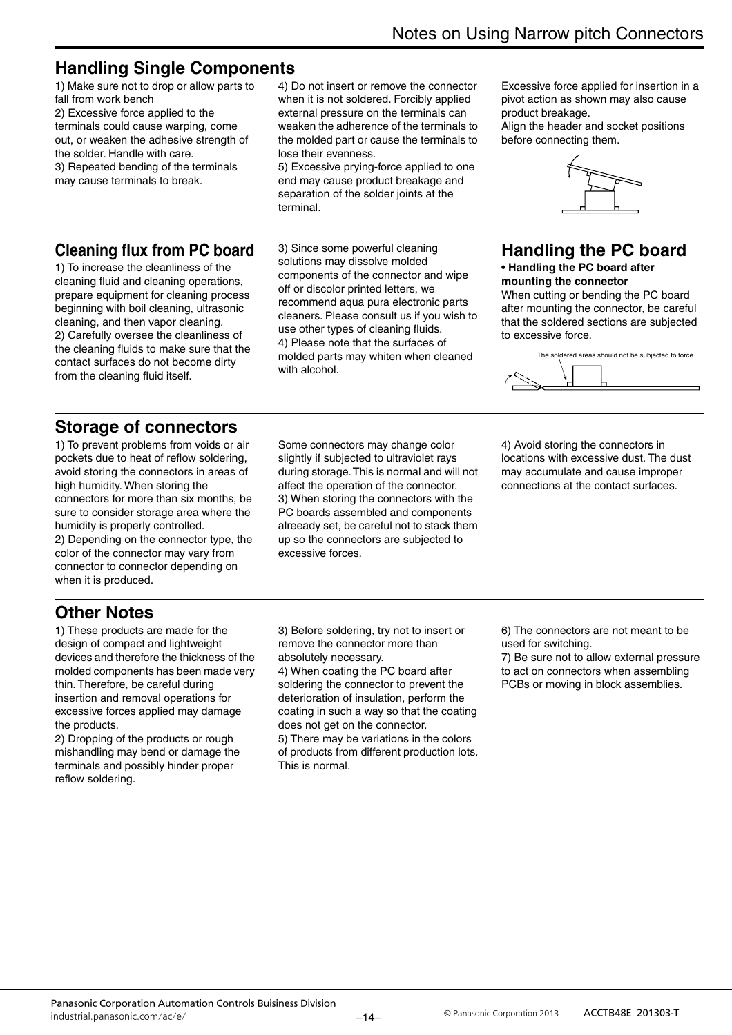## Handling Single Components

1) Make sure not to drop or allow parts to fall from work bench
2) Excessive force applied to the terminals could cause warping, come out, or weaken the adhesive strength of the solder. Handle with care.
3) Repeated bending of the terminals may cause terminals to break.
4) Do not insert or remove the connector when it is not soldered. Forcibly applied external pressure on the terminals can weaken the adherence of the terminals to the molded part or cause the terminals to lose their evenness.
5) Excessive prying-force applied to one end may cause product breakage and separation of the solder joints at the terminal.

Excessive force applied for insertion in a pivot action as shown may also cause product breakage.
Align the header and socket positions before connecting them.

## Cleaning flux from PC board

1) To increase the cleanliness of the cleaning fluid and cleaning operations, prepare equipment for cleaning process beginning with boil cleaning, ultrasonic cleaning, and then vapor cleaning.
2) Carefully oversee the cleanliness of the cleaning fluids to make sure that the contact surfaces do not become dirty from the cleaning fluid itself.
3) Since some powerful cleaning solutions may dissolve molded components of the connector and wipe off or discolor printed letters, we recommend aqua pura electronic parts cleaners. Please consult us if you wish to use other types of cleaning fluids.
4) Please note that the surfaces of molded parts may whiten when cleaned with alcohol.

## Handling the PC board

**• Handling the PC board after mounting the connector**

When cutting or bending the PC board after mounting the connector, be careful that the soldered sections are subjected to excessive force.

The soldered areas should not be subjected to force.

## Storage of connectors

1) To prevent problems from voids or air pockets due to heat of reflow soldering, avoid storing the connectors in areas of high humidity. When storing the connectors for more than six months, be sure to consider storage area where the humidity is properly controlled.
2) Depending on the connector type, the color of the connector may vary from connector to connector depending on when it is produced.
Some connectors may change color slightly if subjected to ultraviolet rays during storage. This is normal and will not affect the operation of the connector.
3) When storing the connectors with the PC boards assembled and components alreeady set, be careful not to stack them up so the connectors are subjected to excessive forces.
4) Avoid storing the connectors in locations with excessive dust. The dust may accumulate and cause improper connections at the contact surfaces.

## Other Notes

1) These products are made for the design of compact and lightweight devices and therefore the thickness of the molded components has been made very thin. Therefore, be careful during insertion and removal operations for excessive forces applied may damage the products.
2) Dropping of the products or rough mishandling may bend or damage the terminals and possibly hinder proper reflow soldering.
3) Before soldering, try not to insert or remove the connector more than absolutely necessary.
4) When coating the PC board after soldering the connector to prevent the deterioration of insulation, perform the coating in such a way so that the coating does not get on the connector.
5) There may be variations in the colors of products from different production lots. This is normal.
6) The connectors are not meant to be used for switching.
7) Be sure not to allow external pressure to act on connectors when assembling PCBs or moving in block assemblies.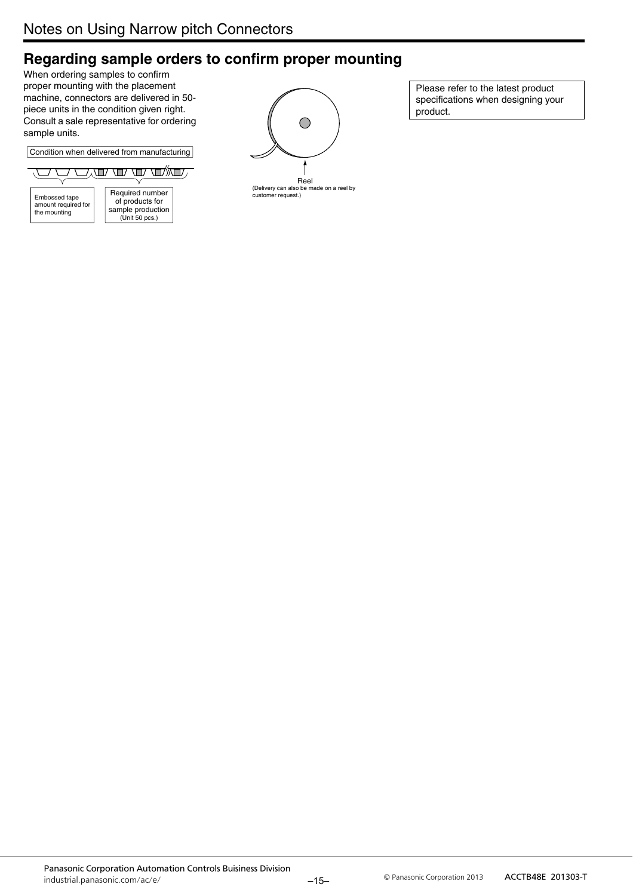## Regarding sample orders to confirm proper mounting

When ordering samples to confirm proper mounting with the placement machine, connectors are delivered in 50-piece units in the condition given right. Consult a sale representative for ordering sample units.

Condition when delivered from manufacturing

Embossed tape amount required for the mounting

Required number of products for sample production
(Unit 50 pcs.)

Reel
(Delivery can also be made on a reel by customer request.)

Please refer to the latest product specifications when designing your product.

Panasonic Corporation Automation Controls Buisiness Division
industrial.panasonic.com/ac/e/

© Panasonic Corporation 2013 ACCTB48E 201303-T